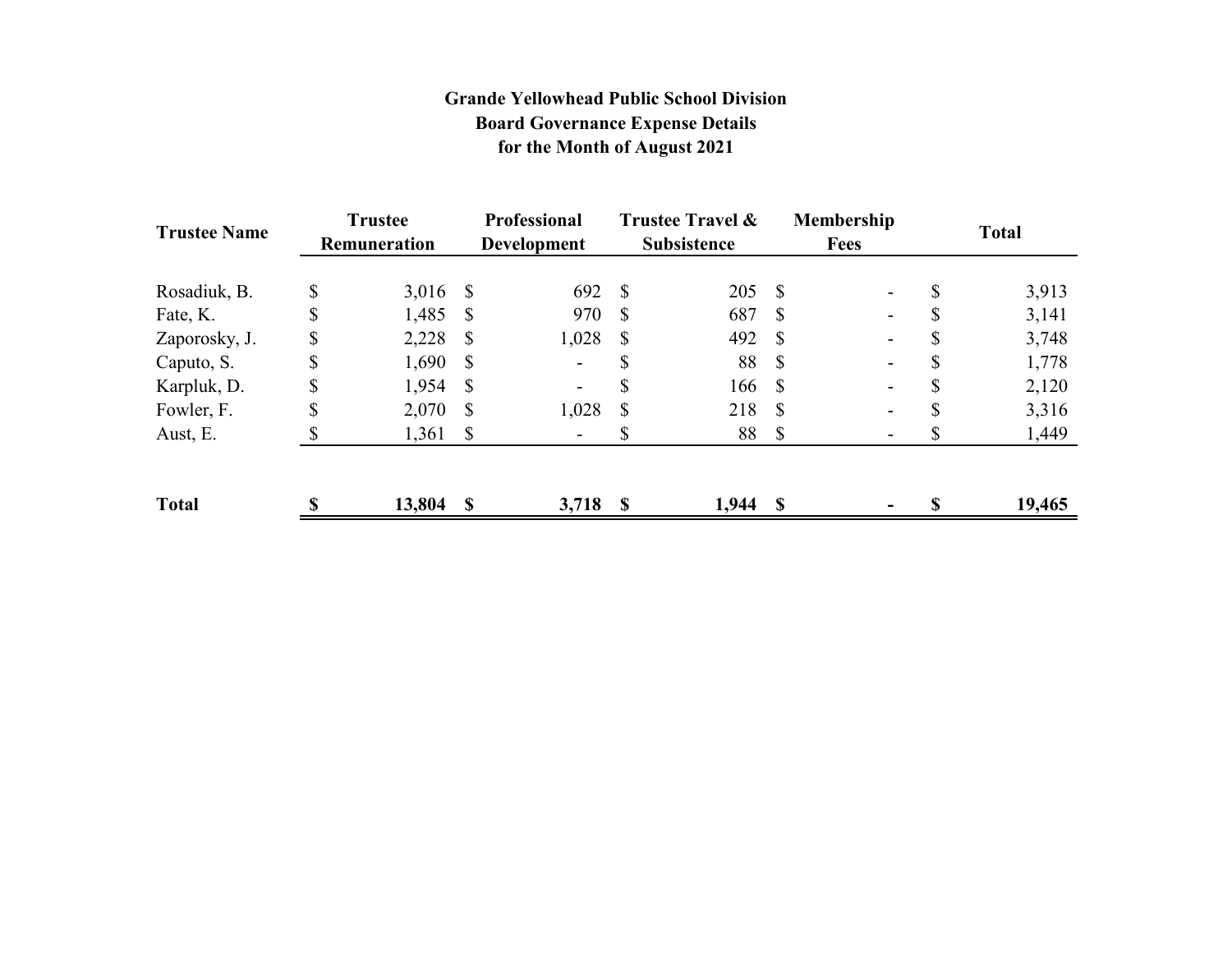**Grande Yellowhead Public School Division**
**Board Governance Expense Details**
**for the Month of August 2021**

| Trustee Name | Trustee Remuneration | Professional Development | Trustee Travel & Subsistence | Membership Fees | Total |
|---|---|---|---|---|---|
| Rosadiuk, B. | $ 3,016 | $ 692 | $ 205 | $ - | $ 3,913 |
| Fate, K. | $ 1,485 | $ 970 | $ 687 | $ - | $ 3,141 |
| Zaporosky, J. | $ 2,228 | $ 1,028 | $ 492 | $ - | $ 3,748 |
| Caputo, S. | $ 1,690 | $ - | $ 88 | $ - | $ 1,778 |
| Karpluk, D. | $ 1,954 | $ - | $ 166 | $ - | $ 2,120 |
| Fowler, F. | $ 2,070 | $ 1,028 | $ 218 | $ - | $ 3,316 |
| Aust, E. | $ 1,361 | $ - | $ 88 | $ - | $ 1,449 |
| **Total** | **$ 13,804** | **$ 3,718** | **$ 1,944** | **$ -** | **$ 19,465** |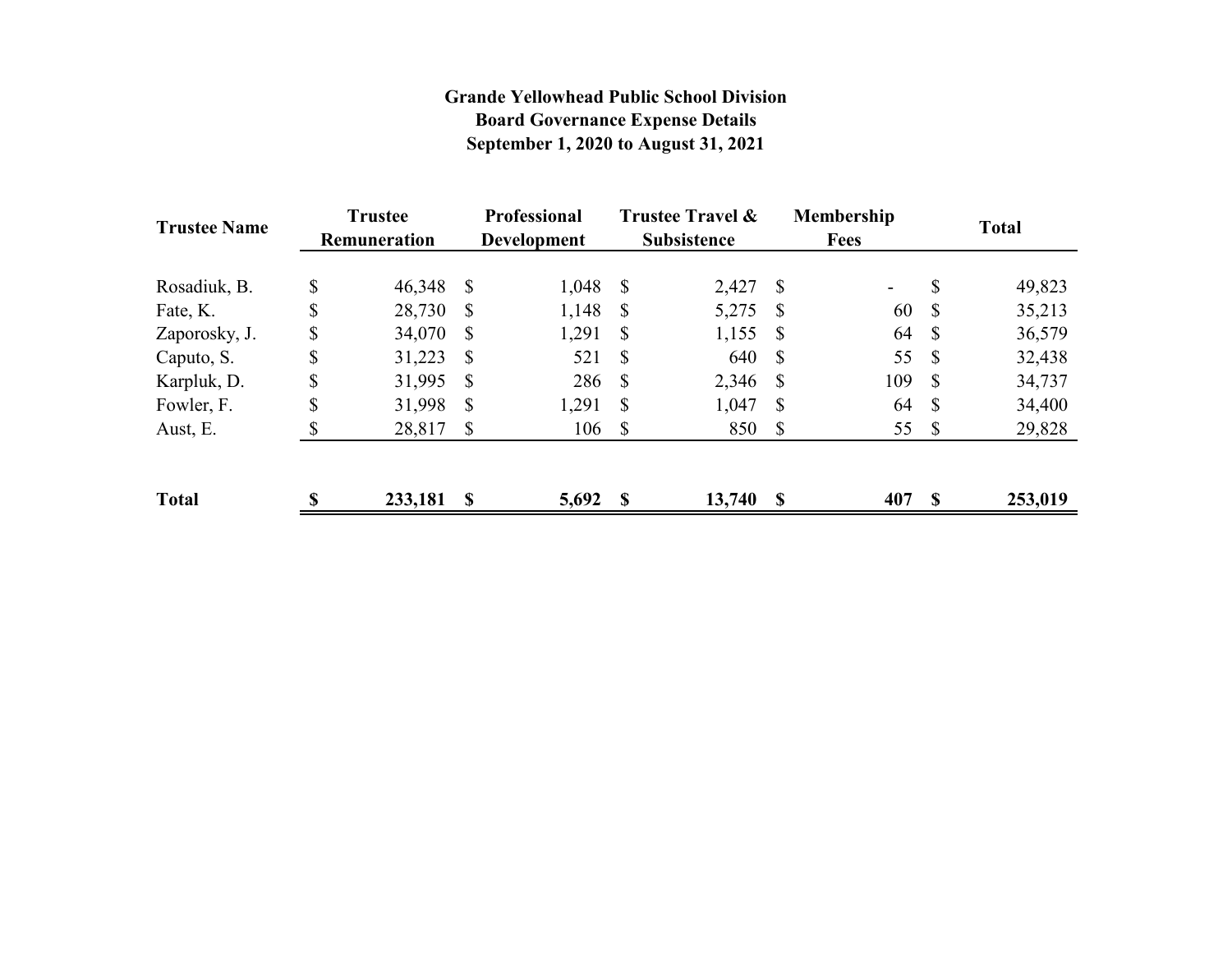**Grande Yellowhead Public School Division**
**Board Governance Expense Details**
**September 1, 2020 to August 31, 2021**

| Trustee Name | Trustee Remuneration | Professional Development | Trustee Travel & Subsistence | Membership Fees | Total |
|---|---|---|---|---|---|
| Rosadiuk, B. | $ 46,348 | $ 1,048 | $ 2,427 | $ - | $ 49,823 |
| Fate, K. | $ 28,730 | $ 1,148 | $ 5,275 | $ 60 | $ 35,213 |
| Zaporosky, J. | $ 34,070 | $ 1,291 | $ 1,155 | $ 64 | $ 36,579 |
| Caputo, S. | $ 31,223 | $ 521 | $ 640 | $ 55 | $ 32,438 |
| Karpluk, D. | $ 31,995 | $ 286 | $ 2,346 | $ 109 | $ 34,737 |
| Fowler, F. | $ 31,998 | $ 1,291 | $ 1,047 | $ 64 | $ 34,400 |
| Aust, E. | $ 28,817 | $ 106 | $ 850 | $ 55 | $ 29,828 |
| **Total** | **$ 233,181** | **$ 5,692** | **$ 13,740** | **$ 407** | **$ 253,019** |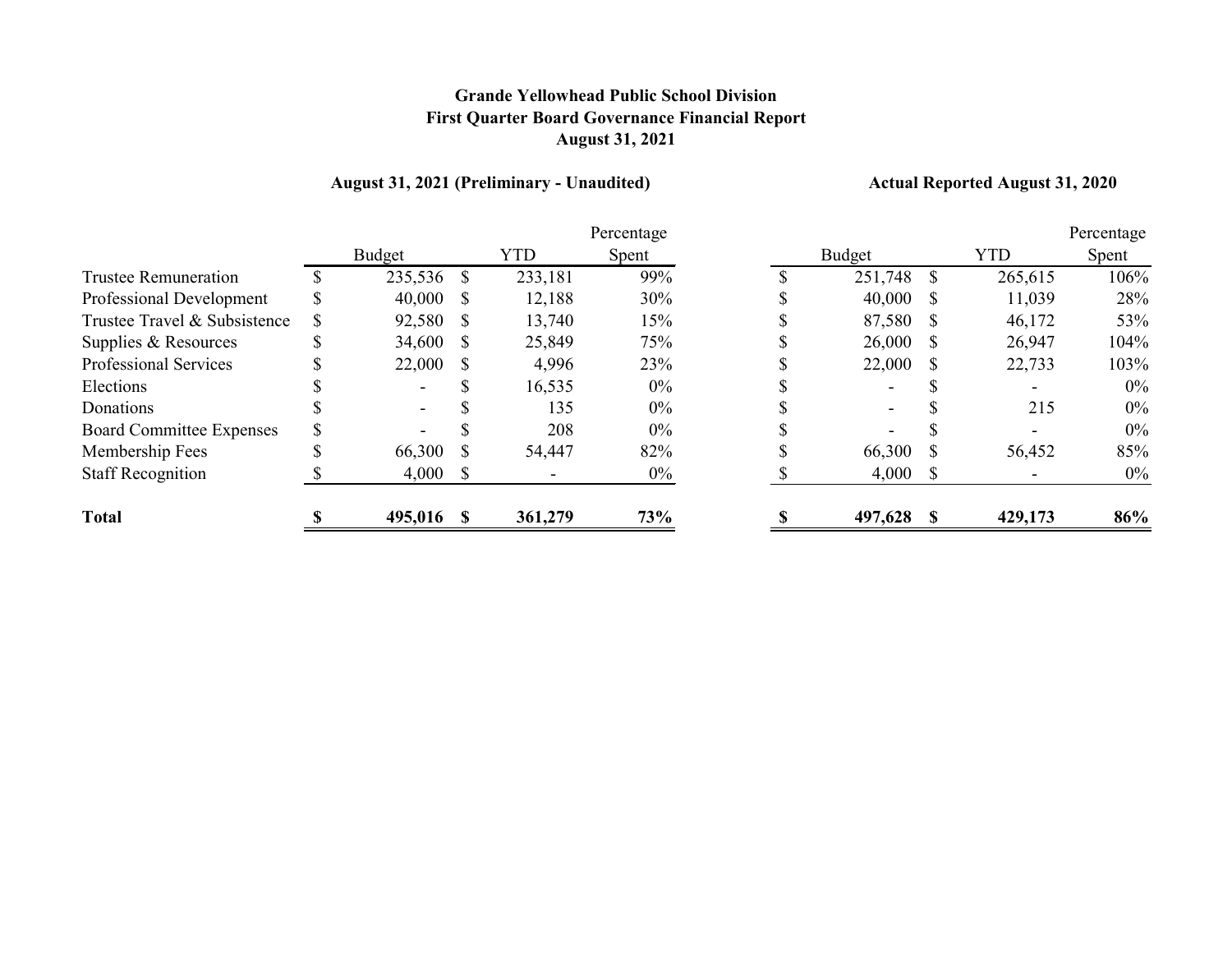**Grande Yellowhead Public School Division**
**First Quarter Board Governance Financial Report**
**August 31, 2021**

| | August 31, 2021 (Preliminary - Unaudited) | | | Actual Reported August 31, 2020 | | |
|---|---|---|---|---|---|---|
| | Budget | YTD | Percentage Spent | Budget | YTD | Percentage Spent |
| Trustee Remuneration | $ 235,536 | $ 233,181 | 99% | $ 251,748 | $ 265,615 | 106% |
| Professional Development | $ 40,000 | $ 12,188 | 30% | $ 40,000 | $ 11,039 | 28% |
| Trustee Travel & Subsistence | $ 92,580 | $ 13,740 | 15% | $ 87,580 | $ 46,172 | 53% |
| Supplies & Resources | $ 34,600 | $ 25,849 | 75% | $ 26,000 | $ 26,947 | 104% |
| Professional Services | $ 22,000 | $ 4,996 | 23% | $ 22,000 | $ 22,733 | 103% |
| Elections | $ - | $ 16,535 | 0% | $ - | $ - | 0% |
| Donations | $ - | $ 135 | 0% | $ - | $ 215 | 0% |
| Board Committee Expenses | $ - | $ 208 | 0% | $ - | $ - | 0% |
| Membership Fees | $ 66,300 | $ 54,447 | 82% | $ 66,300 | $ 56,452 | 85% |
| Staff Recognition | $ 4,000 | $ - | 0% | $ 4,000 | $ - | 0% |
| **Total** | **$ 495,016** | **$ 361,279** | **73%** | **$ 497,628** | **$ 429,173** | **86%** |